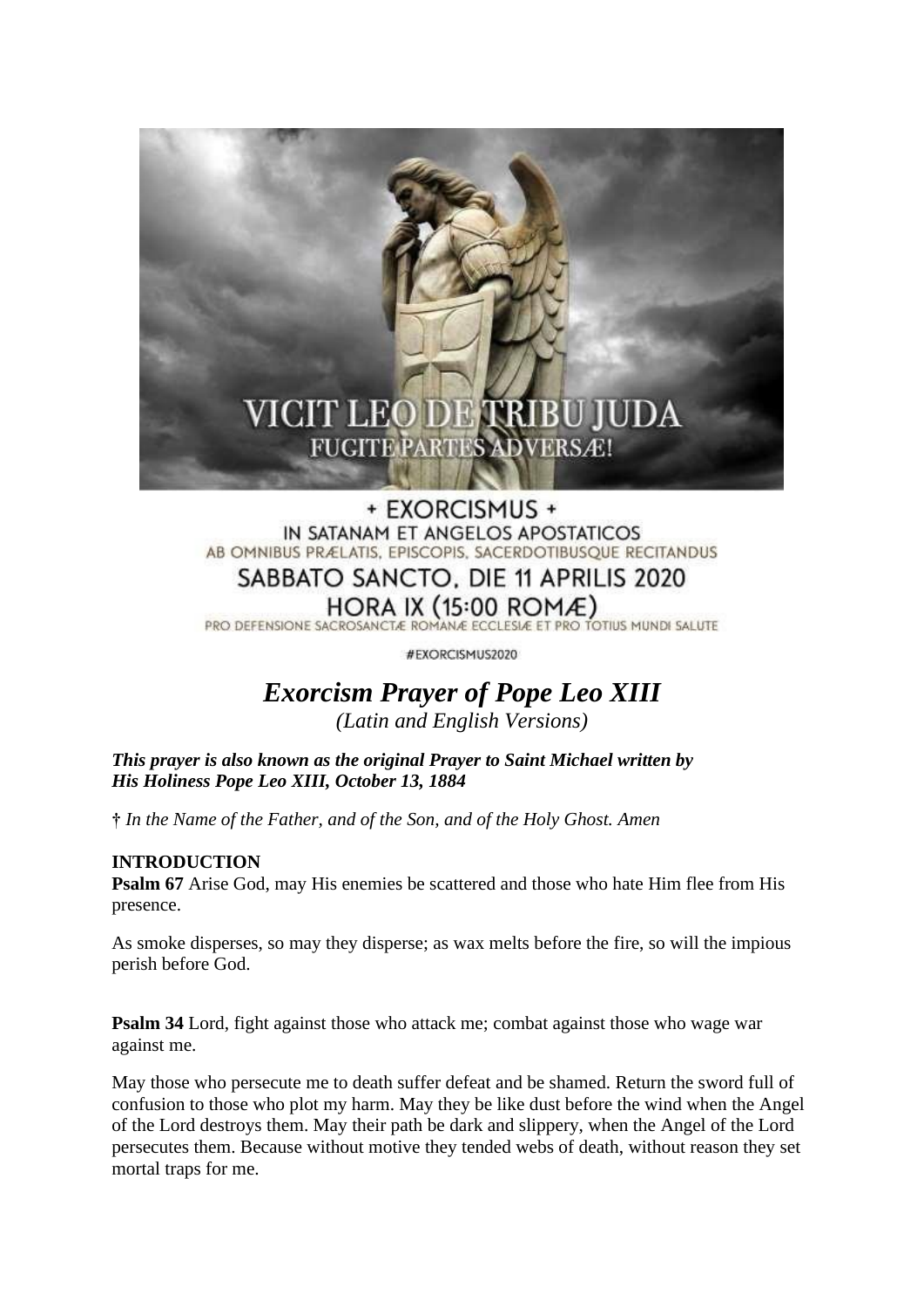VICIT LEO DE TRIBU JUDA
FUGITE PARTES ADVERSÆ!

+ EXORCISMUS +
IN SATANAM ET ANGELOS APOSTATICOS
AB OMNIBUS PRÆLATIS, EPISCOPIS, SACERDOTIBUSQUE RECITANDUS
SABBATO SANCTO, DIE 11 APRILIS 2020
HORA IX (15:00 ROMÆ)
PRO DEFENSIONE SACROSANCTÆ ROMANÆ ECCLESIÆ ET PRO TOTIUS MUNDI SALUTE

#EXORCISMUS2020

# *Exorcism Prayer of Pope Leo XIII*

*(Latin and English Versions)*

***This prayer is also known as the original Prayer to Saint Michael written by His Holiness Pope Leo XIII, October 13, 1884***

† *In the Name of the Father, and of the Son, and of the Holy Ghost. Amen*

**INTRODUCTION**

**Psalm 67** Arise God, may His enemies be scattered and those who hate Him flee from His presence.

As smoke disperses, so may they disperse; as wax melts before the fire, so will the impious perish before God.

**Psalm 34** Lord, fight against those who attack me; combat against those who wage war against me.

May those who persecute me to death suffer defeat and be shamed. Return the sword full of confusion to those who plot my harm. May they be like dust before the wind when the Angel of the Lord destroys them. May their path be dark and slippery, when the Angel of the Lord persecutes them. Because without motive they tended webs of death, without reason they set mortal traps for me.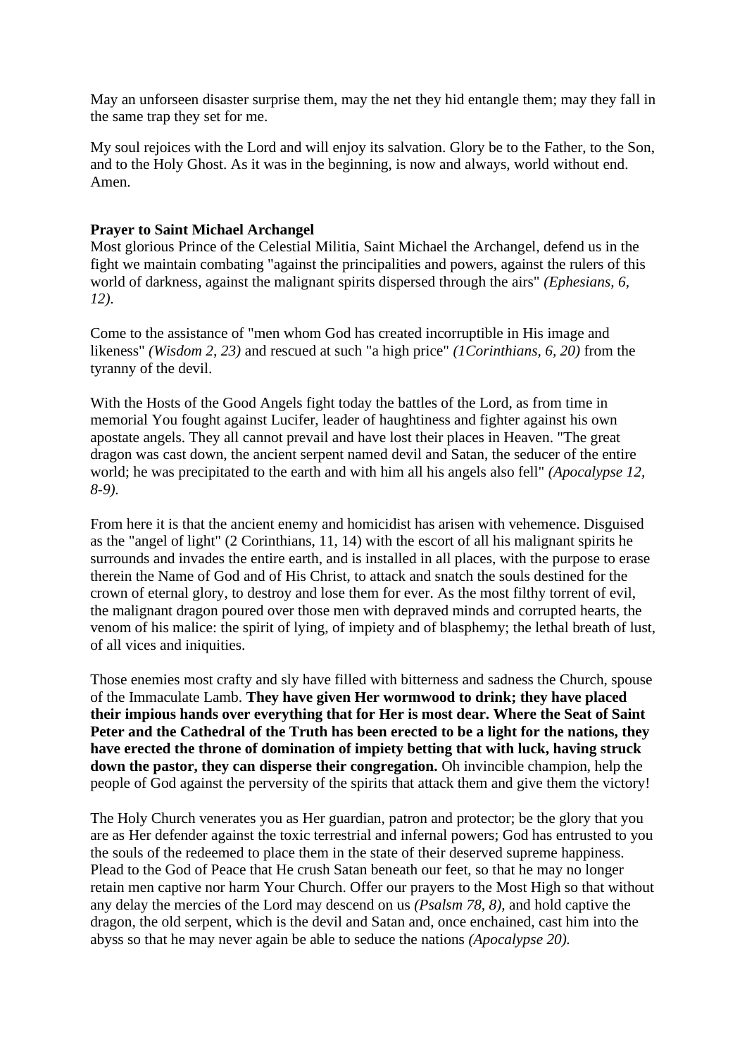May an unforseen disaster surprise them, may the net they hid entangle them; may they fall in the same trap they set for me.

My soul rejoices with the Lord and will enjoy its salvation. Glory be to the Father, to the Son, and to the Holy Ghost. As it was in the beginning, is now and always, world without end. Amen.

**Prayer to Saint Michael Archangel**

Most glorious Prince of the Celestial Militia, Saint Michael the Archangel, defend us in the fight we maintain combating "against the principalities and powers, against the rulers of this world of darkness, against the malignant spirits dispersed through the airs" *(Ephesians, 6, 12).*

Come to the assistance of "men whom God has created incorruptible in His image and likeness" *(Wisdom 2, 23)* and rescued at such "a high price" *(1Corinthians, 6, 20)* from the tyranny of the devil.

With the Hosts of the Good Angels fight today the battles of the Lord, as from time in memorial You fought against Lucifer, leader of haughtiness and fighter against his own apostate angels. They all cannot prevail and have lost their places in Heaven. "The great dragon was cast down, the ancient serpent named devil and Satan, the seducer of the entire world; he was precipitated to the earth and with him all his angels also fell" *(Apocalypse 12, 8-9).*

From here it is that the ancient enemy and homicidist has arisen with vehemence. Disguised as the "angel of light" (2 Corinthians, 11, 14) with the escort of all his malignant spirits he surrounds and invades the entire earth, and is installed in all places, with the purpose to erase therein the Name of God and of His Christ, to attack and snatch the souls destined for the crown of eternal glory, to destroy and lose them for ever. As the most filthy torrent of evil, the malignant dragon poured over those men with depraved minds and corrupted hearts, the venom of his malice: the spirit of lying, of impiety and of blasphemy; the lethal breath of lust, of all vices and iniquities.

Those enemies most crafty and sly have filled with bitterness and sadness the Church, spouse of the Immaculate Lamb. **They have given Her wormwood to drink; they have placed their impious hands over everything that for Her is most dear. Where the Seat of Saint Peter and the Cathedral of the Truth has been erected to be a light for the nations, they have erected the throne of domination of impiety betting that with luck, having struck down the pastor, they can disperse their congregation.** Oh invincible champion, help the people of God against the perversity of the spirits that attack them and give them the victory!

The Holy Church venerates you as Her guardian, patron and protector; be the glory that you are as Her defender against the toxic terrestrial and infernal powers; God has entrusted to you the souls of the redeemed to place them in the state of their deserved supreme happiness. Plead to the God of Peace that He crush Satan beneath our feet, so that he may no longer retain men captive nor harm Your Church. Offer our prayers to the Most High so that without any delay the mercies of the Lord may descend on us *(Psalsm 78, 8),* and hold captive the dragon, the old serpent, which is the devil and Satan and, once enchained, cast him into the abyss so that he may never again be able to seduce the nations *(Apocalypse 20).*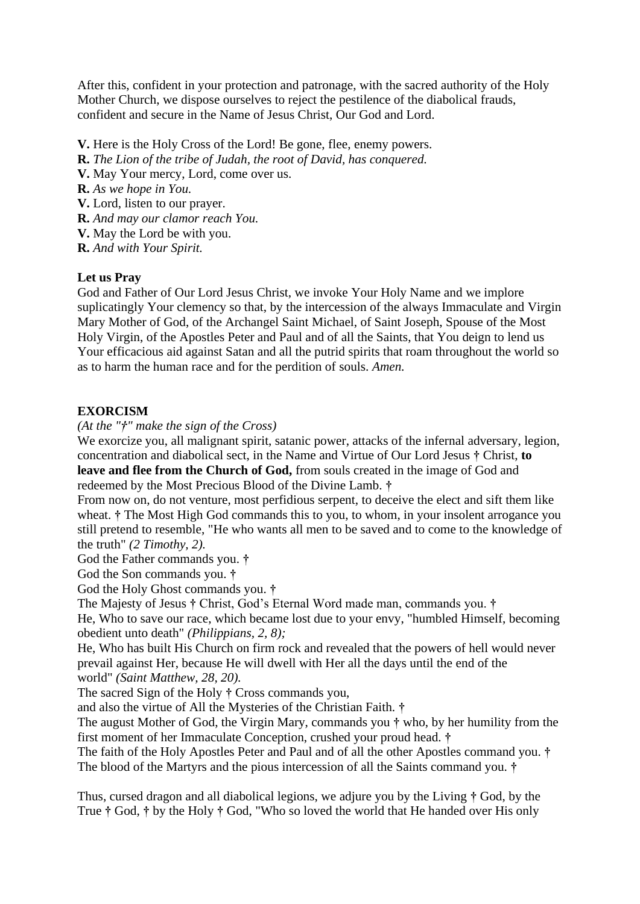After this, confident in your protection and patronage, with the sacred authority of the Holy Mother Church, we dispose ourselves to reject the pestilence of the diabolical frauds, confident and secure in the Name of Jesus Christ, Our God and Lord.

**V.** Here is the Holy Cross of the Lord! Be gone, flee, enemy powers.
**R.** *The Lion of the tribe of Judah, the root of David, has conquered.*
**V.** May Your mercy, Lord, come over us.
**R.** *As we hope in You.*
**V.** Lord, listen to our prayer.
**R.** *And may our clamor reach You.*
**V.** May the Lord be with you.
**R.** *And with Your Spirit.*

**Let us Pray**
God and Father of Our Lord Jesus Christ, we invoke Your Holy Name and we implore supplicatingly Your clemency so that, by the intercession of the always Immaculate and Virgin Mary Mother of God, of the Archangel Saint Michael, of Saint Joseph, Spouse of the Most Holy Virgin, of the Apostles Peter and Paul and of all the Saints, that You deign to lend us Your efficacious aid against Satan and all the putrid spirits that roam throughout the world so as to harm the human race and for the perdition of souls. *Amen.*

**EXORCISM**
*(At the "†" make the sign of the Cross)*
We exorcize you, all malignant spirit, satanic power, attacks of the infernal adversary, legion, concentration and diabolical sect, in the Name and Virtue of Our Lord Jesus † Christ, **to leave and flee from the Church of God,** from souls created in the image of God and redeemed by the Most Precious Blood of the Divine Lamb. †
From now on, do not venture, most perfidious serpent, to deceive the elect and sift them like wheat. † The Most High God commands this to you, to whom, in your insolent arrogance you still pretend to resemble, "He who wants all men to be saved and to come to the knowledge of the truth" *(2 Timothy, 2).*
God the Father commands you. †
God the Son commands you. †
God the Holy Ghost commands you. †
The Majesty of Jesus † Christ, God's Eternal Word made man, commands you. †
He, Who to save our race, which became lost due to your envy, "humbled Himself, becoming obedient unto death" *(Philippians, 2, 8);*
He, Who has built His Church on firm rock and revealed that the powers of hell would never prevail against Her, because He will dwell with Her all the days until the end of the world" *(Saint Matthew, 28, 20).*
The sacred Sign of the Holy † Cross commands you,
and also the virtue of All the Mysteries of the Christian Faith. †
The august Mother of God, the Virgin Mary, commands you † who, by her humility from the first moment of her Immaculate Conception, crushed your proud head. †
The faith of the Holy Apostles Peter and Paul and of all the other Apostles command you. †
The blood of the Martyrs and the pious intercession of all the Saints command you. †

Thus, cursed dragon and all diabolical legions, we adjure you by the Living † God, by the True † God, † by the Holy † God, "Who so loved the world that He handed over His only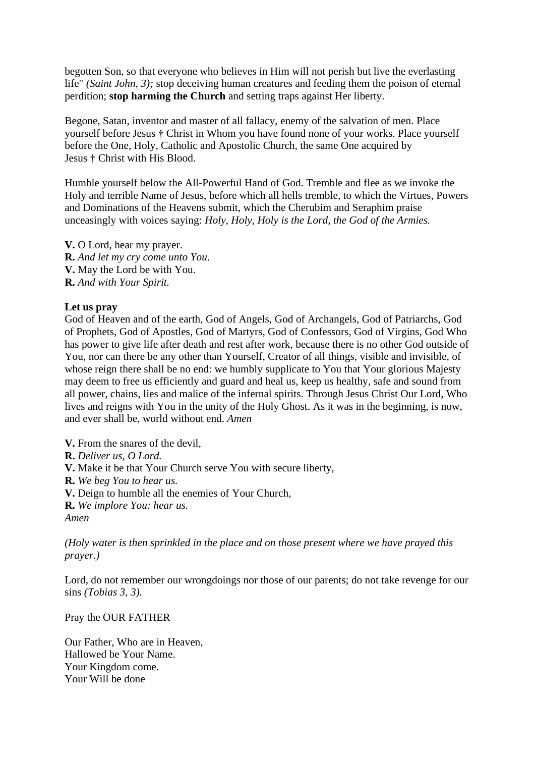begotten Son, so that everyone who believes in Him will not perish but live the everlasting life" *(Saint John, 3);* stop deceiving human creatures and feeding them the poison of eternal perdition; **stop harming the Church** and setting traps against Her liberty.

Begone, Satan, inventor and master of all fallacy, enemy of the salvation of men. Place yourself before Jesus **†** Christ in Whom you have found none of your works. Place yourself before the One, Holy, Catholic and Apostolic Church, the same One acquired by Jesus **†** Christ with His Blood.

Humble yourself below the All-Powerful Hand of God. Tremble and flee as we invoke the Holy and terrible Name of Jesus, before which all hells tremble, to which the Virtues, Powers and Dominations of the Heavens submit, which the Cherubim and Seraphim praise unceasingly with voices saying: *Holy, Holy, Holy is the Lord, the God of the Armies.*

**V.** O Lord, hear my prayer.
**R.** *And let my cry come unto You.*
**V.** May the Lord be with You.
**R.** *And with Your Spirit.*

**Let us pray**
God of Heaven and of the earth, God of Angels, God of Archangels, God of Patriarchs, God of Prophets, God of Apostles, God of Martyrs, God of Confessors, God of Virgins, God Who has power to give life after death and rest after work, because there is no other God outside of You, nor can there be any other than Yourself, Creator of all things, visible and invisible, of whose reign there shall be no end: we humbly supplicate to You that Your glorious Majesty may deem to free us efficiently and guard and heal us, keep us healthy, safe and sound from all power, chains, lies and malice of the infernal spirits. Through Jesus Christ Our Lord, Who lives and reigns with You in the unity of the Holy Ghost. As it was in the beginning, is now, and ever shall be, world without end. *Amen*

**V.** From the snares of the devil,
**R.** *Deliver us, O Lord.*
**V.** Make it be that Your Church serve You with secure liberty,
**R.** *We beg You to hear us.*
**V.** Deign to humble all the enemies of Your Church,
**R.** *We implore You: hear us.*
*Amen*

*(Holy water is then sprinkled in the place and on those present where we have prayed this prayer.)*

Lord, do not remember our wrongdoings nor those of our parents; do not take revenge for our sins *(Tobias 3, 3).*

Pray the OUR FATHER

Our Father, Who are in Heaven,
Hallowed be Your Name.
Your Kingdom come.
Your Will be done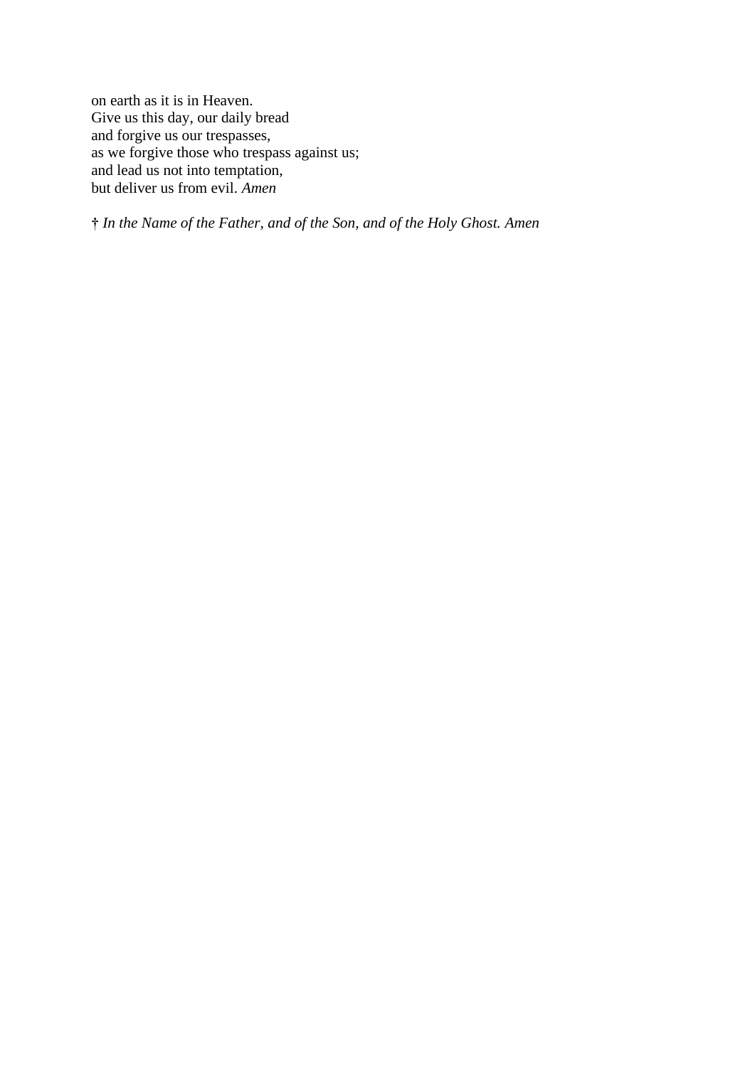on earth as it is in Heaven.  
Give us this day, our daily bread  
and forgive us our trespasses,  
as we forgive those who trespass against us;  
and lead us not into temptation,  
but deliver us from evil. *Amen*

† *In the Name of the Father, and of the Son, and of the Holy Ghost. Amen*